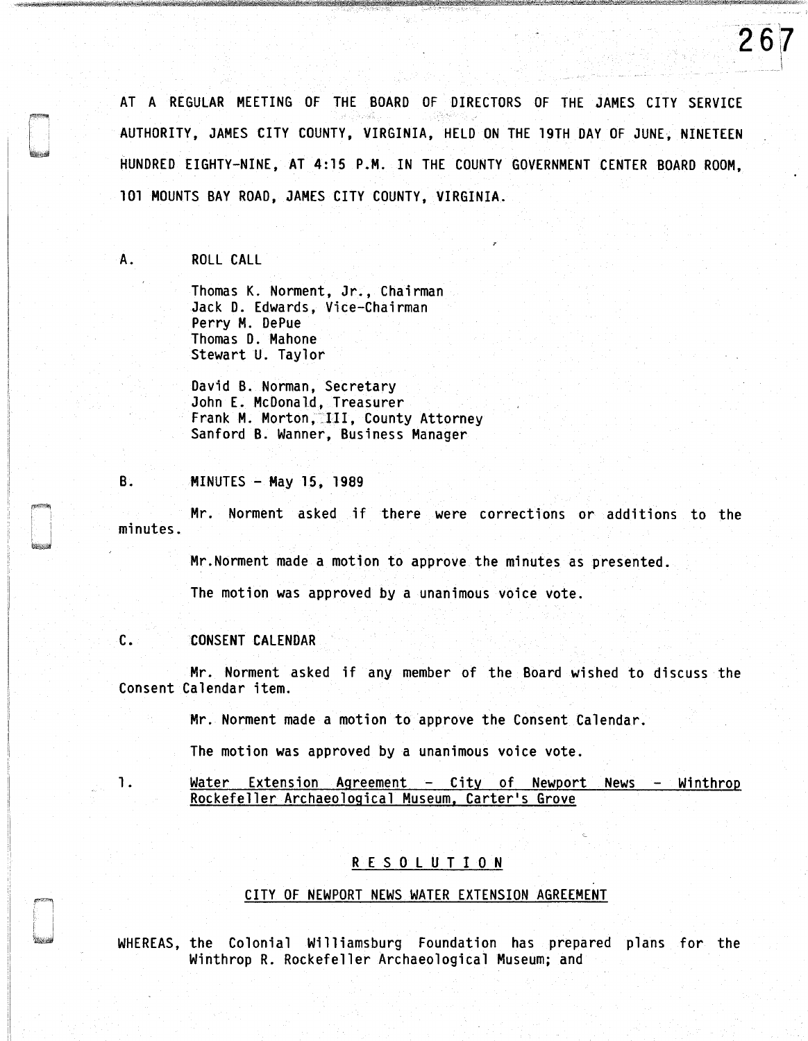AT A REGULAR MEETING OF THE BOARD OF DIRECTORS OF THE JAMES CITY SERVICE AUTHORITY, JAMES CITY COUNTY, VIRGINIA, HELD ON THE 19TH DAY OF JUNE, NINETEEN HUNDRED EIGHTY-NINE, AT 4:15 P.M. IN THE COUNTY GOVERNMENT CENTER BOARD ROOM, 101 MOUNTS BAY ROAD, JAMES CITY COUNTY, VIRGINIA.

A. ROLL CALL

Thomas K. Norment, Jr., Chairman
Jack D. Edwards, Vice-Chairman
Perry M. DePue
Thomas D. Mahone
Stewart U. Taylor

David B. Norman, Secretary
John E. McDonald, Treasurer
Frank M. Morton, III, County Attorney
Sanford B. Wanner, Business Manager

B. MINUTES - May 15, 1989

Mr. Norment asked if there were corrections or additions to the minutes.

Mr.Norment made a motion to approve the minutes as presented.

The motion was approved by a unanimous voice vote.

C. CONSENT CALENDAR

Mr. Norment asked if any member of the Board wished to discuss the Consent Calendar item.

Mr. Norment made a motion to approve the Consent Calendar.

The motion was approved by a unanimous voice vote.

1. Water Extension Agreement - City of Newport News - Winthrop Rockefeller Archaeological Museum, Carter's Grove

## R E S O L U T I O N

### CITY OF NEWPORT NEWS WATER EXTENSION AGREEMENT

WHEREAS, the Colonial Williamsburg Foundation has prepared plans for the Winthrop R. Rockefeller Archaeological Museum; and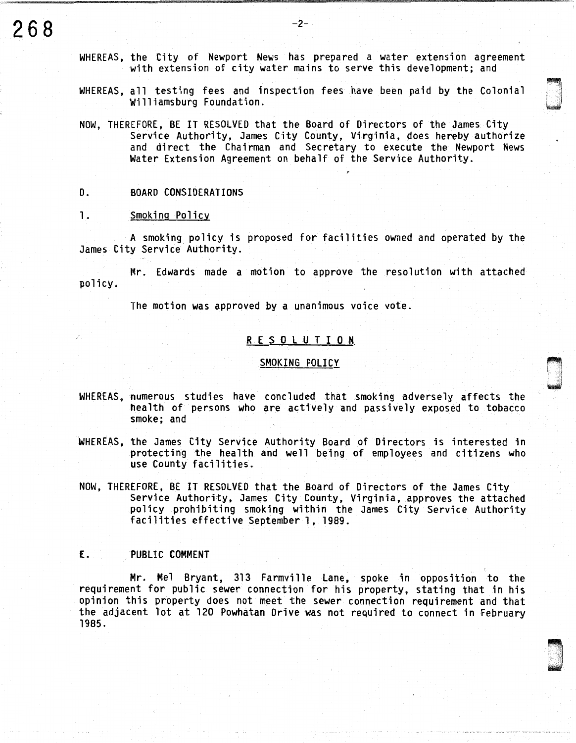WHEREAS, the City of Newport News has prepared a water extension agreement with extension of city water mains to serve this development; and

WHEREAS, all testing fees and inspection fees have been paid by the Colonial Williamsburg Foundation.

NOW, THEREFORE, BE IT RESOLVED that the Board of Directors of the James City Service Authority, James City County, Virginia, does hereby authorize and direct the Chairman and Secretary to execute the Newport News Water Extension Agreement on behalf of the Service Authority.

D. BOARD CONSIDERATIONS

1. Smoking Policy

A smoking policy is proposed for facilities owned and operated by the James City Service Authority.

Mr. Edwards made a motion to approve the resolution with attached policy.

The motion was approved by a unanimous voice vote.

R E S O L U T I O N

SMOKING POLICY

WHEREAS, numerous studies have concluded that smoking adversely affects the health of persons who are actively and passively exposed to tobacco smoke; and

WHEREAS, the James City Service Authority Board of Directors is interested in protecting the health and well being of employees and citizens who use County facilities.

NOW, THEREFORE, BE IT RESOLVED that the Board of Directors of the James City Service Authority, James City County, Virginia, approves the attached policy prohibiting smoking within the James City Service Authority facilities effective September 1, 1989.

E. PUBLIC COMMENT

Mr. Mel Bryant, 313 Farmville Lane, spoke in opposition to the requirement for public sewer connection for his property, stating that in his opinion this property does not meet the sewer connection requirement and that the adjacent lot at 120 Powhatan Drive was not required to connect in February 1985.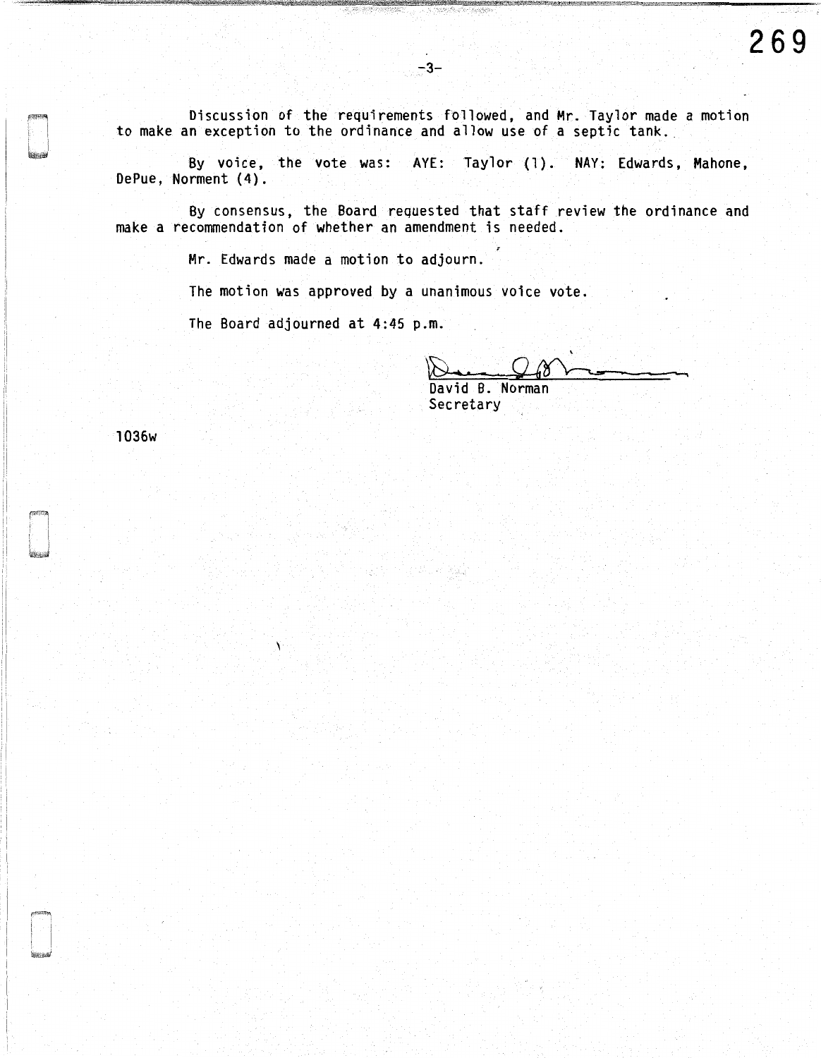Discussion of the requirements followed, and Mr. Taylor made a motion to make an exception to the ordinance and allow use of a septic tank.

By voice, the vote was: AYE: Taylor (1). NAY: Edwards, Mahone, DePue, Norment (4).

By consensus, the Board requested that staff review the ordinance and make a recommendation of whether an amendment is needed.

Mr. Edwards made a motion to adjourn.

The motion was approved by a unanimous voice vote.

The Board adjourned at 4:45 p.m.

David B. Norman
Secretary

1036w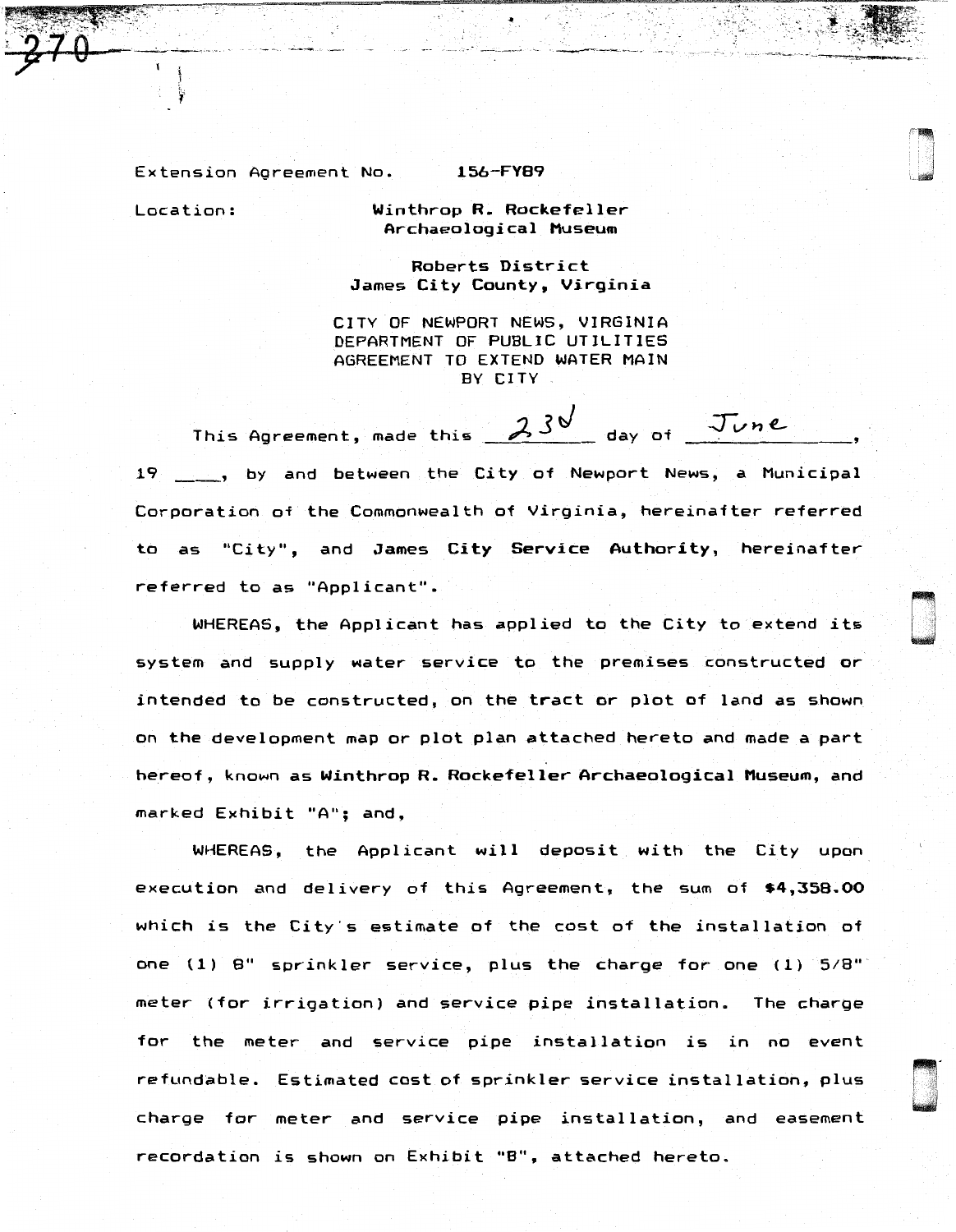Extension Agreement No. 156-FY89

Location: Winthrop R. Rockefeller Archaeological Museum

Roberts District
James City County, Virginia

CITY OF NEWPORT NEWS, VIRGINIA
DEPARTMENT OF PUBLIC UTILITIES
AGREEMENT TO EXTEND WATER MAIN
BY CITY

This Agreement, made this 23d day of June, 19 \_\_\_\_, by and between the City of Newport News, a Municipal Corporation of the Commonwealth of Virginia, hereinafter referred to as "City", and **James City Service Authority**, hereinafter referred to as "Applicant".

WHEREAS, the Applicant has applied to the City to extend its system and supply water service to the premises constructed or intended to be constructed, on the tract or plot of land as shown on the development map or plot plan attached hereto and made a part hereof, known as **Winthrop R. Rockefeller Archaeological Museum**, and marked Exhibit "A"; and,

WHEREAS, the Applicant will deposit with the City upon execution and delivery of this Agreement, the sum of **$4,358.00** which is the City's estimate of the cost of the installation of one (1) 8" sprinkler service, plus the charge for one (1) 5/8" meter (for irrigation) and service pipe installation. The charge for the meter and service pipe installation is in no event refundable. Estimated cost of sprinkler service installation, plus charge for meter and service pipe installation, and easement recordation is shown on Exhibit "B", attached hereto.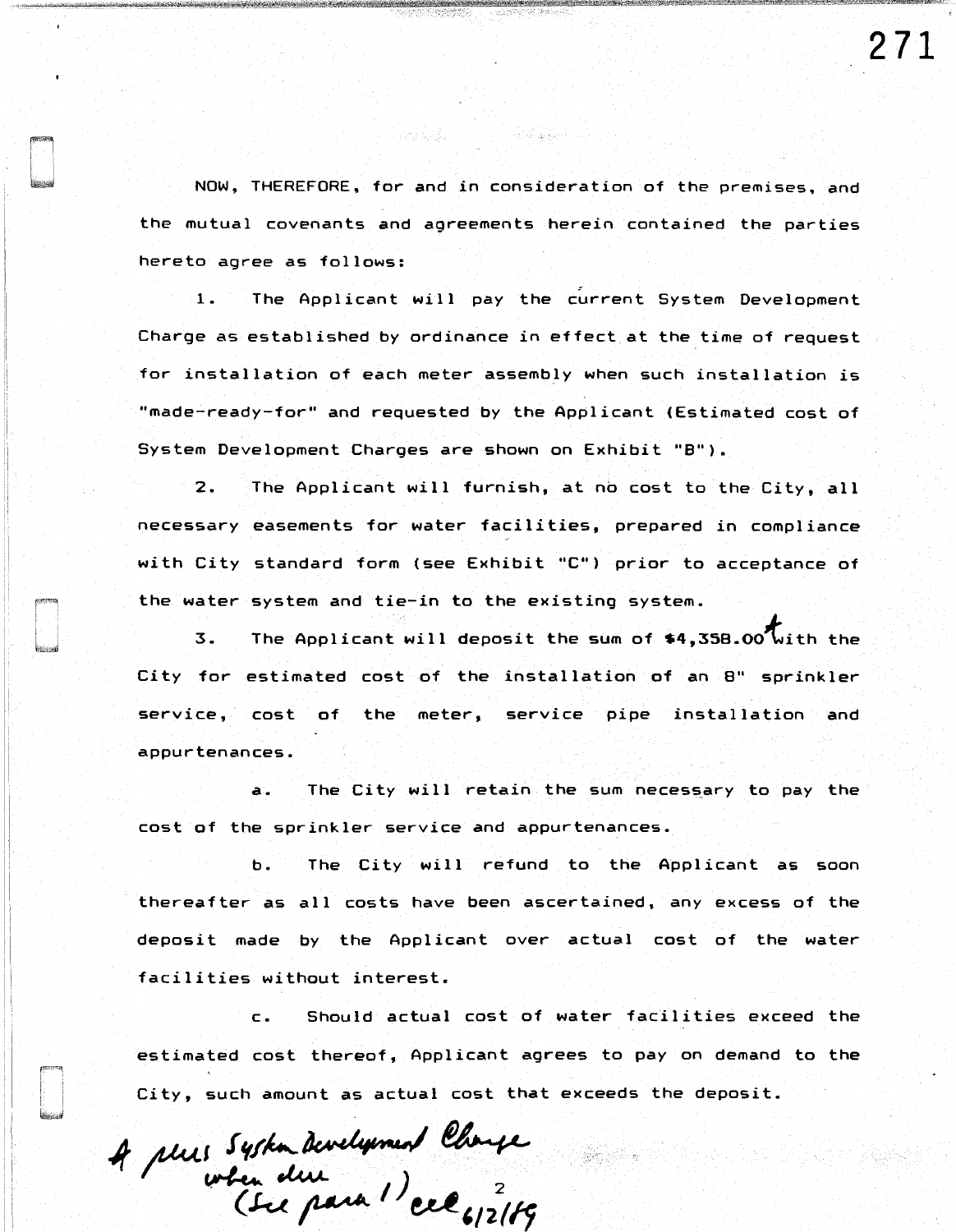NOW, THEREFORE, for and in consideration of the premises, and the mutual covenants and agreements herein contained the parties hereto agree as follows:

1. The Applicant will pay the current System Development Charge as established by ordinance in effect at the time of request for installation of each meter assembly when such installation is "made-ready-for" and requested by the Applicant (Estimated cost of System Development Charges are shown on Exhibit "B").

2. The Applicant will furnish, at no cost to the City, all necessary easements for water facilities, prepared in compliance with City standard form (see Exhibit "C") prior to acceptance of the water system and tie-in to the existing system.

3. The Applicant will deposit the sum of $4,358.00 A with the City for estimated cost of the installation of an 8" sprinkler service, cost of the meter, service pipe installation and appurtenances.

a. The City will retain the sum necessary to pay the cost of the sprinkler service and appurtenances.

b. The City will refund to the Applicant as soon thereafter as all costs have been ascertained, any excess of the deposit made by the Applicant over actual cost of the water facilities without interest.

c. Should actual cost of water facilities exceed the estimated cost thereof, Applicant agrees to pay on demand to the City, such amount as actual cost that exceeds the deposit.

A plus System Development Charge when due (See para 1) eel 6/2/89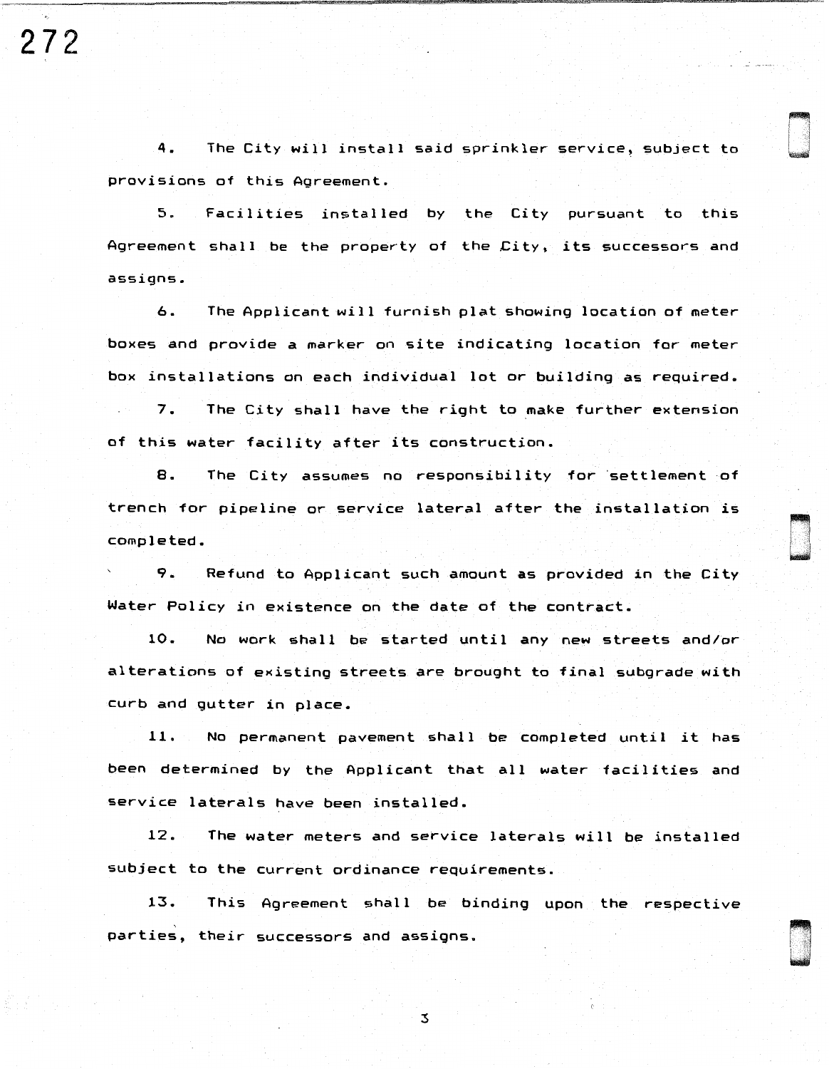4. The City will install said sprinkler service, subject to provisions of this Agreement.

5. Facilities installed by the City pursuant to this Agreement shall be the property of the City, its successors and assigns.

6. The Applicant will furnish plat showing location of meter boxes and provide a marker on site indicating location for meter box installations on each individual lot or building as required.

7. The City shall have the right to make further extension of this water facility after its construction.

8. The City assumes no responsibility for settlement of trench for pipeline or service lateral after the installation is completed.

9. Refund to Applicant such amount as provided in the City Water Policy in existence on the date of the contract.

10. No work shall be started until any new streets and/or alterations of existing streets are brought to final subgrade with curb and gutter in place.

11. No permanent pavement shall be completed until it has been determined by the Applicant that all water facilities and service laterals have been installed.

12. The water meters and service laterals will be installed subject to the current ordinance requirements.

13. This Agreement shall be binding upon the respective parties, their successors and assigns.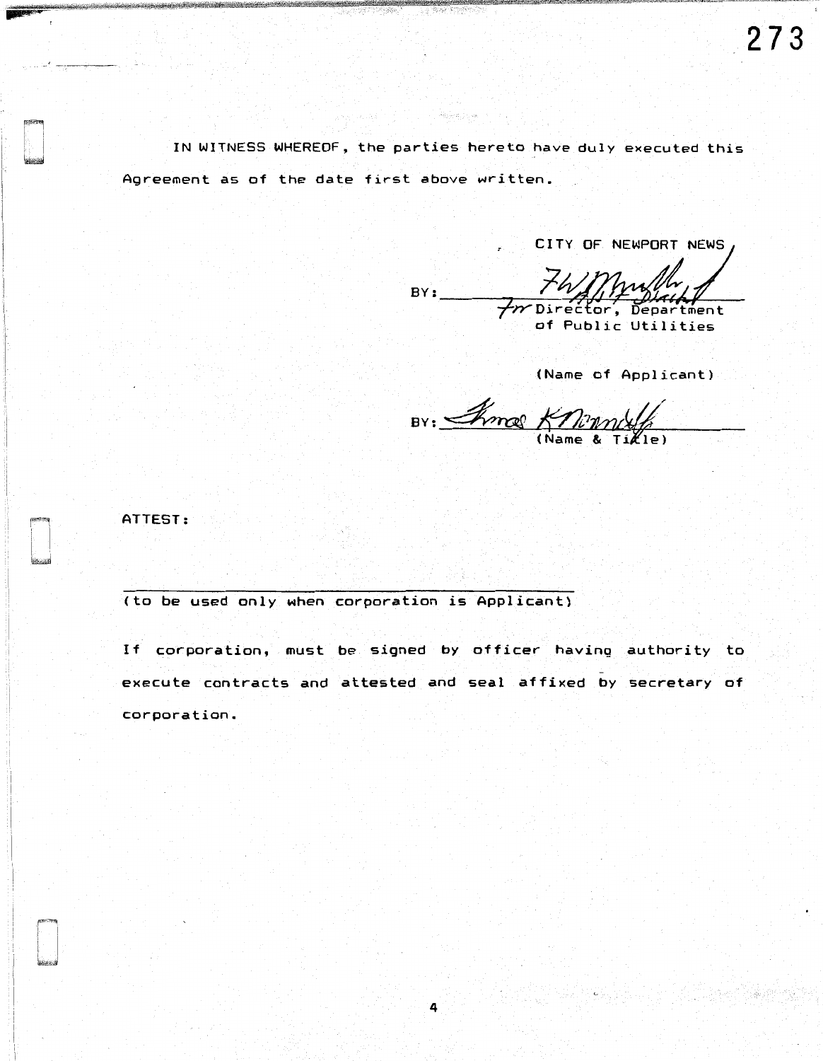IN WITNESS WHEREOF, the parties hereto have duly executed this Agreement as of the date first above written.

CITY OF NEWPORT NEWS

BY: ______________________
for Director, Department of Public Utilities

(Name of Applicant)

BY: ______________________
(Name & Title)

ATTEST:

______________________
(to be used only when corporation is Applicant)

If corporation, must be signed by officer having authority to execute contracts and attested and seal affixed by secretary of corporation.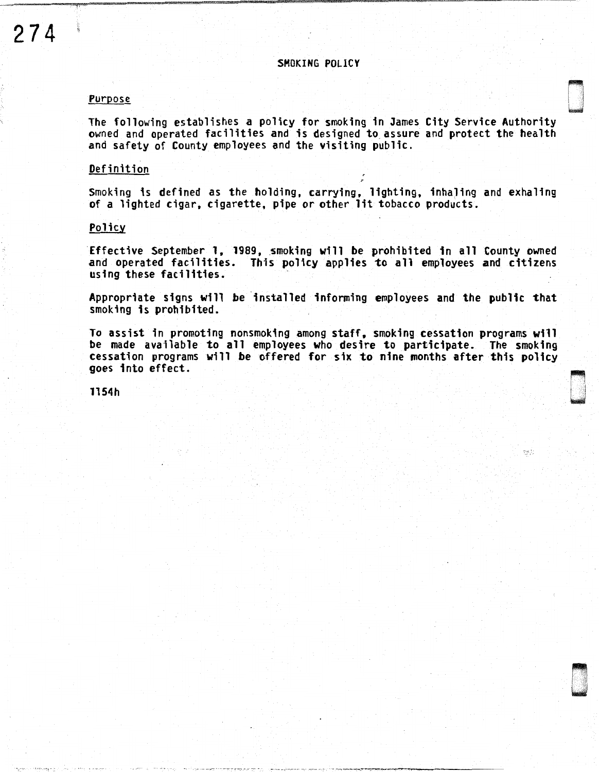# SMOKING POLICY

## Purpose

The following establishes a policy for smoking in James City Service Authority owned and operated facilities and is designed to assure and protect the health and safety of County employees and the visiting public.

## Definition

Smoking is defined as the holding, carrying, lighting, inhaling and exhaling of a lighted cigar, cigarette, pipe or other lit tobacco products.

## Policy

Effective September 1, 1989, smoking will be prohibited in all County owned and operated facilities. This policy applies to all employees and citizens using these facilities.

Appropriate signs will be installed informing employees and the public that smoking is prohibited.

To assist in promoting nonsmoking among staff, smoking cessation programs will be made available to all employees who desire to participate. The smoking cessation programs will be offered for six to nine months after this policy goes into effect.

1154h